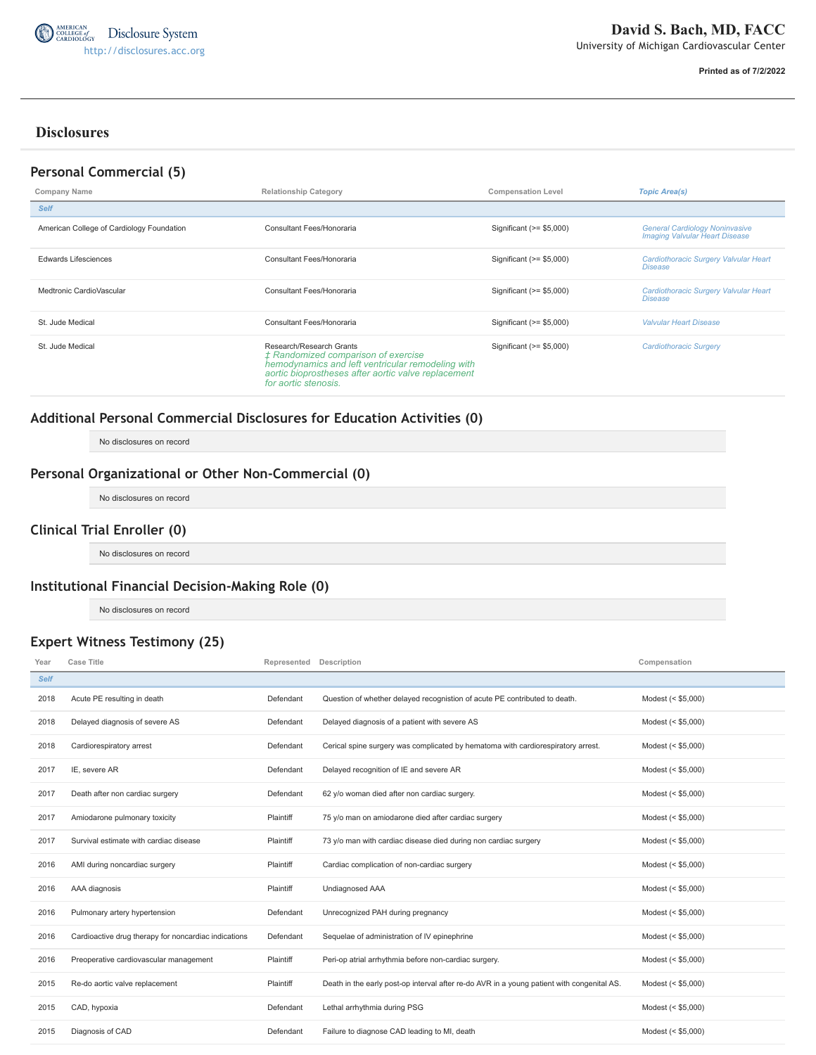Disclosure System
http://disclosures.acc.org

# David S. Bach, MD, FACC

University of Michigan Cardiovascular Center

**Printed as of 7/2/2022**

## Disclosures

### Personal Commercial (5)

| Company Name | Relationship Category | Compensation Level | *Topic Area(s)* |
|---|---|---|---|
| ***Self*** | | | |
| American College of Cardiology Foundation | Consultant Fees/Honoraria | Significant (>= $5,000) | *General Cardiology Noninvasive Imaging Valvular Heart Disease* |
| Edwards Lifesciences | Consultant Fees/Honoraria | Significant (>= $5,000) | *Cardiothoracic Surgery Valvular Heart Disease* |
| Medtronic CardioVascular | Consultant Fees/Honoraria | Significant (>= $5,000) | *Cardiothoracic Surgery Valvular Heart Disease* |
| St. Jude Medical | Consultant Fees/Honoraria | Significant (>= $5,000) | *Valvular Heart Disease* |
| St. Jude Medical | Research/Research Grants *‡ Randomized comparison of exercise hemodynamics and left ventricular remodeling with aortic bioprostheses after aortic valve replacement for aortic stenosis.* | Significant (>= $5,000) | *Cardiothoracic Surgery* |

### Additional Personal Commercial Disclosures for Education Activities (0)

No disclosures on record

### Personal Organizational or Other Non-Commercial (0)

No disclosures on record

### Clinical Trial Enroller (0)

No disclosures on record

### Institutional Financial Decision-Making Role (0)

No disclosures on record

### Expert Witness Testimony (25)

| Year | Case Title | Represented | Description | Compensation |
|---|---|---|---|---|
| ***Self*** | | | | |
| 2018 | Acute PE resulting in death | Defendant | Question of whether delayed recognition of acute PE contributed to death. | Modest (< $5,000) |
| 2018 | Delayed diagnosis of severe AS | Defendant | Delayed diagnosis of a patient with severe AS | Modest (< $5,000) |
| 2018 | Cardiorespiratory arrest | Defendant | Cerical spine surgery was complicated by hematoma with cardiorespiratory arrest. | Modest (< $5,000) |
| 2017 | IE, severe AR | Defendant | Delayed recognition of IE and severe AR | Modest (< $5,000) |
| 2017 | Death after non cardiac surgery | Defendant | 62 y/o woman died after non cardiac surgery. | Modest (< $5,000) |
| 2017 | Amiodarone pulmonary toxicity | Plaintiff | 75 y/o man on amiodarone died after cardiac surgery | Modest (< $5,000) |
| 2017 | Survival estimate with cardiac disease | Plaintiff | 73 y/o man with cardiac disease died during non cardiac surgery | Modest (< $5,000) |
| 2016 | AMI during noncardiac surgery | Plaintiff | Cardiac complication of non-cardiac surgery | Modest (< $5,000) |
| 2016 | AAA diagnosis | Plaintiff | Undiagnosed AAA | Modest (< $5,000) |
| 2016 | Pulmonary artery hypertension | Defendant | Unrecognized PAH during pregnancy | Modest (< $5,000) |
| 2016 | Cardioactive drug therapy for noncardiac indications | Defendant | Sequelae of administration of IV epinephrine | Modest (< $5,000) |
| 2016 | Preoperative cardiovascular management | Plaintiff | Peri-op atrial arrhythmia before non-cardiac surgery. | Modest (< $5,000) |
| 2015 | Re-do aortic valve replacement | Plaintiff | Death in the early post-op interval after re-do AVR in a young patient with congenital AS. | Modest (< $5,000) |
| 2015 | CAD, hypoxia | Defendant | Lethal arrhythmia during PSG | Modest (< $5,000) |
| 2015 | Diagnosis of CAD | Defendant | Failure to diagnose CAD leading to MI, death | Modest (< $5,000) |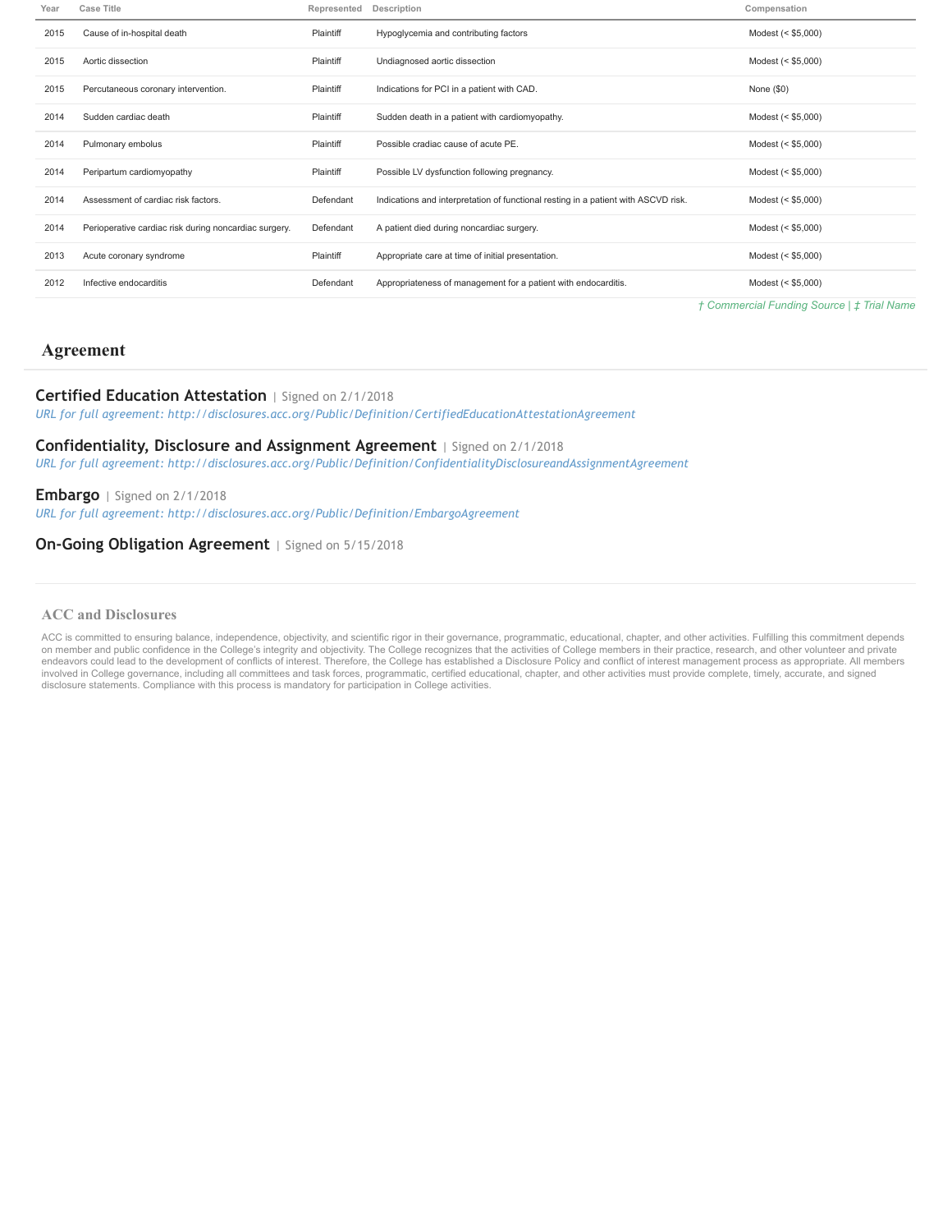| Year | Case Title | Represented | Description | Compensation |
|---|---|---|---|---|
| 2015 | Cause of in-hospital death | Plaintiff | Hypoglycemia and contributing factors | Modest (< $5,000) |
| 2015 | Aortic dissection | Plaintiff | Undiagnosed aortic dissection | Modest (< $5,000) |
| 2015 | Percutaneous coronary intervention. | Plaintiff | Indications for PCI in a patient with CAD. | None ($0) |
| 2014 | Sudden cardiac death | Plaintiff | Sudden death in a patient with cardiomyopathy. | Modest (< $5,000) |
| 2014 | Pulmonary embolus | Plaintiff | Possible cradiac cause of acute PE. | Modest (< $5,000) |
| 2014 | Peripartum cardiomyopathy | Plaintiff | Possible LV dysfunction following pregnancy. | Modest (< $5,000) |
| 2014 | Assessment of cardiac risk factors. | Defendant | Indications and interpretation of functional resting in a patient with ASCVD risk. | Modest (< $5,000) |
| 2014 | Perioperative cardiac risk during noncardiac surgery. | Defendant | A patient died during noncardiac surgery. | Modest (< $5,000) |
| 2013 | Acute coronary syndrome | Plaintiff | Appropriate care at time of initial presentation. | Modest (< $5,000) |
| 2012 | Infective endocarditis | Defendant | Appropriateness of management for a patient with endocarditis. | Modest (< $5,000) |

*† Commercial Funding Source | ‡ Trial Name*

## Agreement

**Certified Education Attestation** | Signed on 2/1/2018
*URL for full agreement: http://disclosures.acc.org/Public/Definition/CertifiedEducationAttestationAgreement*

**Confidentiality, Disclosure and Assignment Agreement** | Signed on 2/1/2018
*URL for full agreement: http://disclosures.acc.org/Public/Definition/ConfidentialityDisclosureandAssignmentAgreement*

**Embargo** | Signed on 2/1/2018
*URL for full agreement: http://disclosures.acc.org/Public/Definition/EmbargoAgreement*

**On-Going Obligation Agreement** | Signed on 5/15/2018

### ACC and Disclosures

ACC is committed to ensuring balance, independence, objectivity, and scientific rigor in their governance, programmatic, educational, chapter, and other activities. Fulfilling this commitment depends on member and public confidence in the College's integrity and objectivity. The College recognizes that the activities of College members in their practice, research, and other volunteer and private endeavors could lead to the development of conflicts of interest. Therefore, the College has established a Disclosure Policy and conflict of interest management process as appropriate. All members involved in College governance, including all committees and task forces, programmatic, certified educational, chapter, and other activities must provide complete, timely, accurate, and signed disclosure statements. Compliance with this process is mandatory for participation in College activities.